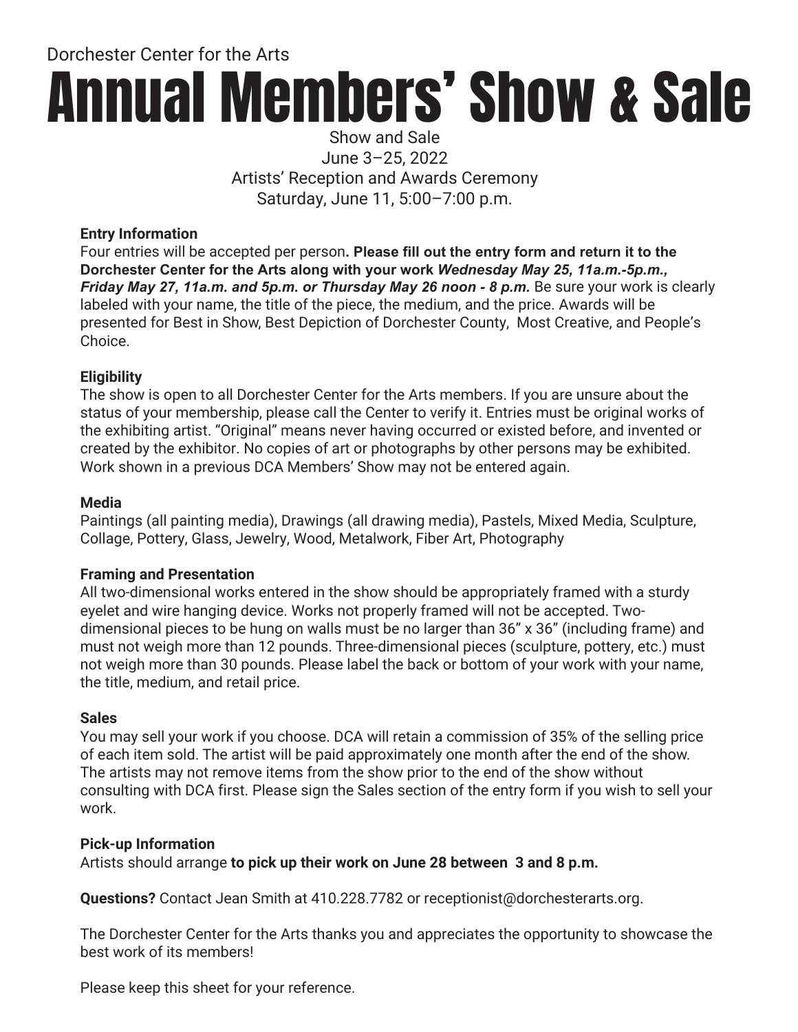Dorchester Center for the Arts

# Annual Members' Show & Sale

Show and Sale
June 3–25, 2022
Artists' Reception and Awards Ceremony
Saturday, June 11, 5:00–7:00 p.m.

**Entry Information**
Four entries will be accepted per person**. Please fill out the entry form and return it to the Dorchester Center for the Arts along with your work *Wednesday May 25, 11a.m.-5p.m., Friday May 27, 11a.m. and 5p.m. or Thursday May 26 noon - 8 p.m.*** Be sure your work is clearly labeled with your name, the title of the piece, the medium, and the price. Awards will be presented for Best in Show, Best Depiction of Dorchester County, Most Creative, and People's Choice.

**Eligibility**
The show is open to all Dorchester Center for the Arts members. If you are unsure about the status of your membership, please call the Center to verify it. Entries must be original works of the exhibiting artist. "Original" means never having occurred or existed before, and invented or created by the exhibitor. No copies of art or photographs by other persons may be exhibited. Work shown in a previous DCA Members' Show may not be entered again.

**Media**
Paintings (all painting media), Drawings (all drawing media), Pastels, Mixed Media, Sculpture, Collage, Pottery, Glass, Jewelry, Wood, Metalwork, Fiber Art, Photography

**Framing and Presentation**
All two-dimensional works entered in the show should be appropriately framed with a sturdy eyelet and wire hanging device. Works not properly framed will not be accepted. Two-dimensional pieces to be hung on walls must be no larger than 36" x 36" (including frame) and must not weigh more than 12 pounds. Three-dimensional pieces (sculpture, pottery, etc.) must not weigh more than 30 pounds. Please label the back or bottom of your work with your name, the title, medium, and retail price.

**Sales**
You may sell your work if you choose. DCA will retain a commission of 35% of the selling price of each item sold. The artist will be paid approximately one month after the end of the show. The artists may not remove items from the show prior to the end of the show without consulting with DCA first. Please sign the Sales section of the entry form if you wish to sell your work.

**Pick-up Information**
Artists should arrange **to pick up their work on June 28 between 3 and 8 p.m.**

**Questions?** Contact Jean Smith at 410.228.7782 or receptionist@dorchesterarts.org.

The Dorchester Center for the Arts thanks you and appreciates the opportunity to showcase the best work of its members!

Please keep this sheet for your reference.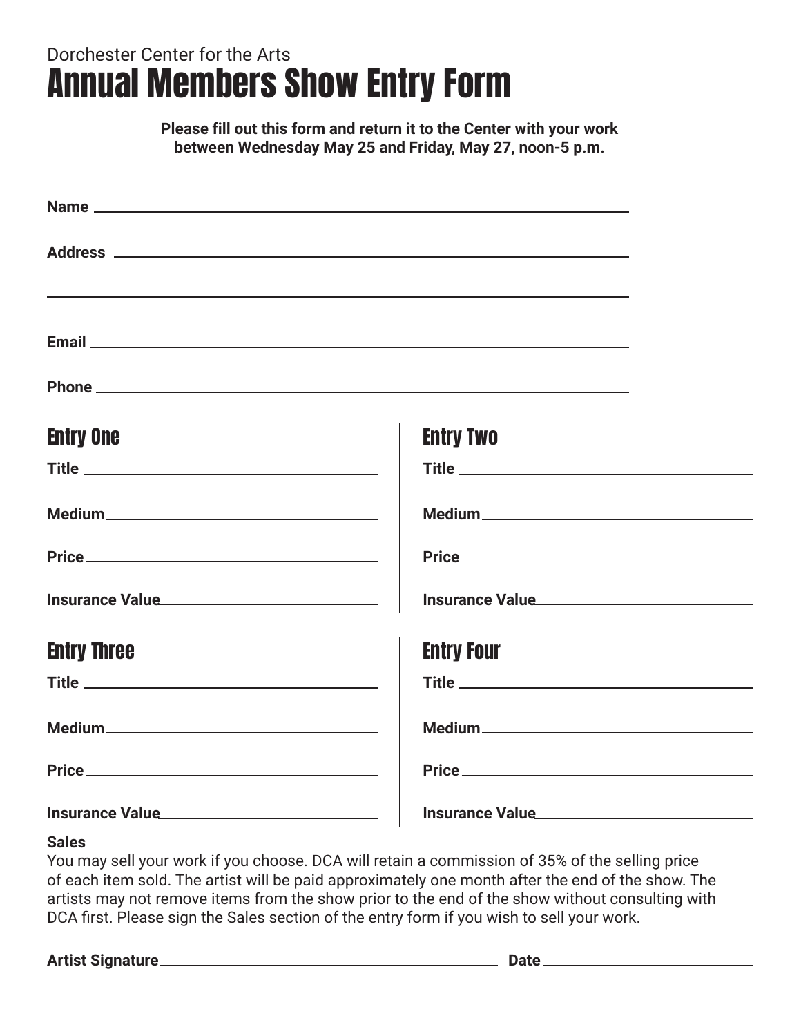Dorchester Center for the Arts

# Annual Members Show Entry Form

**Please fill out this form and return it to the Center with your work between Wednesday May 25 and Friday, May 27, noon-5 p.m.**

**Name** ______________________________________________

**Address** ______________________________________________

______________________________________________

**Email** ______________________________________________

**Phone** ______________________________________________

## Entry One

**Title** ______________________

**Medium** ______________________

**Price** ______________________

**Insurance Value** ______________________

## Entry Two

**Title** ______________________

**Medium** ______________________

**Price** ______________________

**Insurance Value** ______________________

## Entry Three

**Title** ______________________

**Medium** ______________________

**Price** ______________________

**Insurance Value** ______________________

## Entry Four

**Title** ______________________

**Medium** ______________________

**Price** ______________________

**Insurance Value** ______________________

**Sales**

You may sell your work if you choose. DCA will retain a commission of 35% of the selling price of each item sold. The artist will be paid approximately one month after the end of the show. The artists may not remove items from the show prior to the end of the show without consulting with DCA first. Please sign the Sales section of the entry form if you wish to sell your work.

**Artist Signature** ______________________________ **Date** ______________